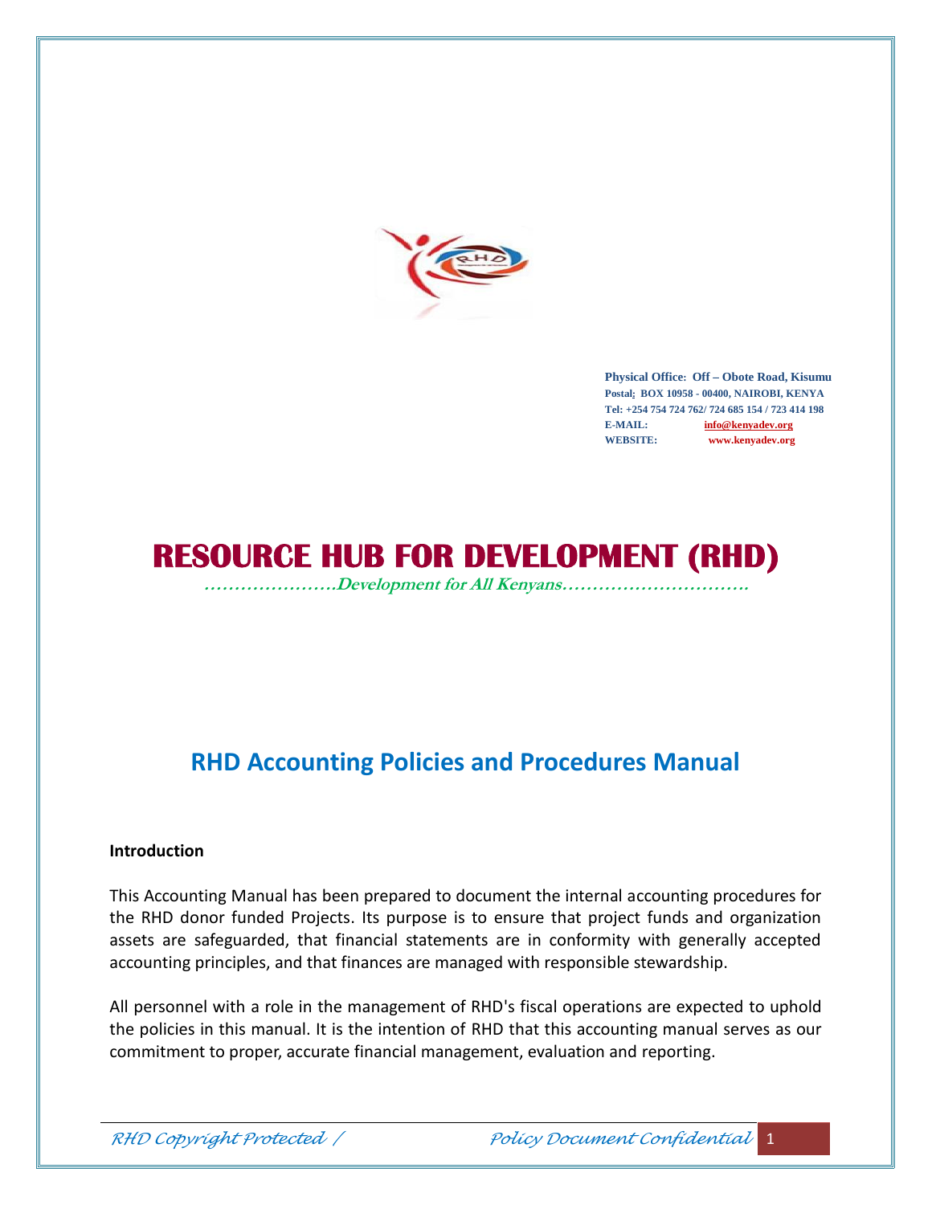**Physical Office: Off – Obote Road, Kisumu**
**Postal: BOX 10958 - 00400, NAIROBI, KENYA**
**Tel: +254 754 724 762/ 724 685 154 / 723 414 198**
**E-MAIL: info@kenyadev.org**
**WEBSITE: www.kenyadev.org**

# RESOURCE HUB FOR DEVELOPMENT (RHD)

***………………….Development for All Kenyans………………………….***

## RHD Accounting Policies and Procedures Manual

**Introduction**

This Accounting Manual has been prepared to document the internal accounting procedures for the RHD donor funded Projects. Its purpose is to ensure that project funds and organization assets are safeguarded, that financial statements are in conformity with generally accepted accounting principles, and that finances are managed with responsible stewardship.

All personnel with a role in the management of RHD's fiscal operations are expected to uphold the policies in this manual. It is the intention of RHD that this accounting manual serves as our commitment to proper, accurate financial management, evaluation and reporting.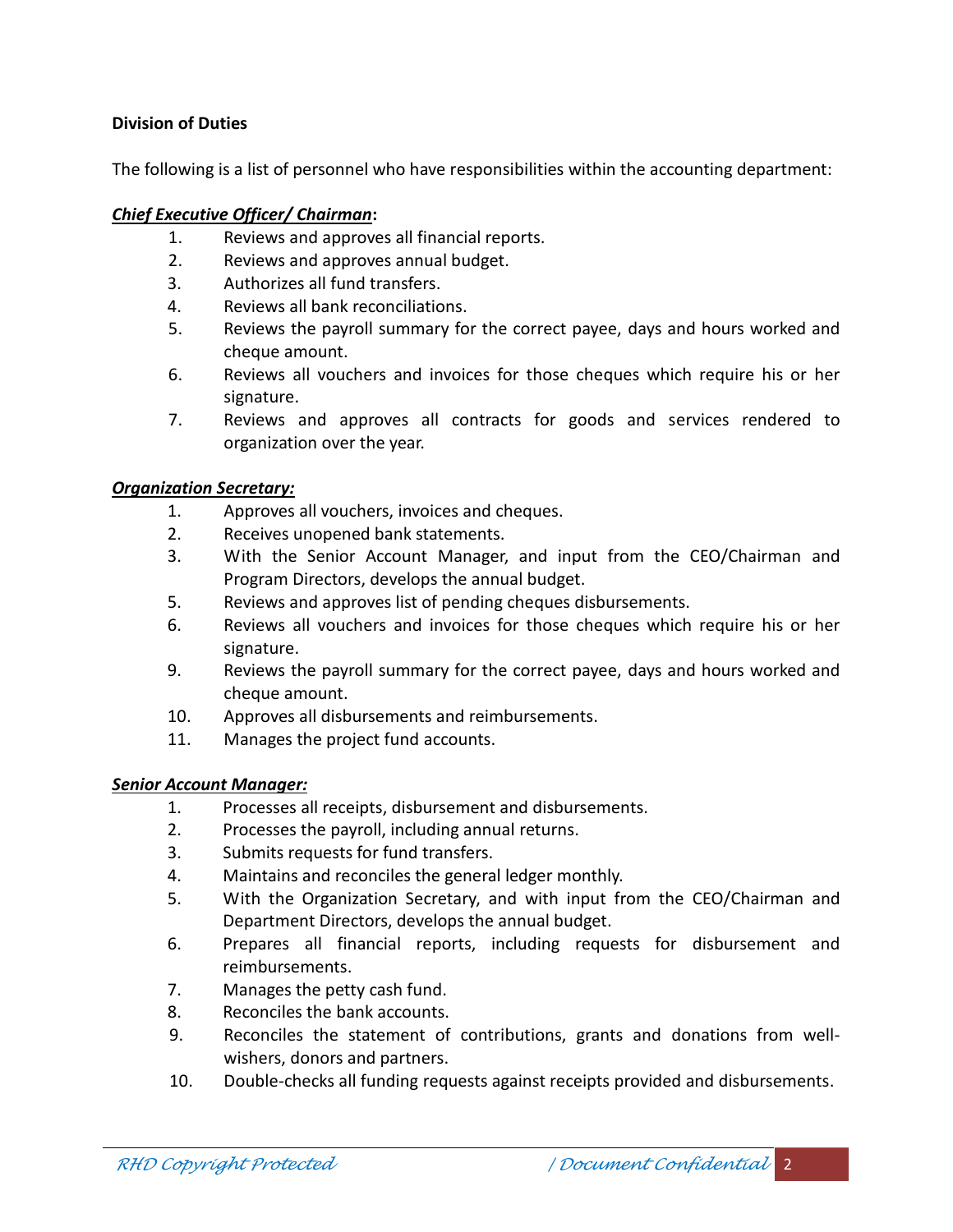**Division of Duties**

The following is a list of personnel who have responsibilities within the accounting department:

***Chief Executive Officer/ Chairman*:**

1. Reviews and approves all financial reports.
2. Reviews and approves annual budget.
3. Authorizes all fund transfers.
4. Reviews all bank reconciliations.
5. Reviews the payroll summary for the correct payee, days and hours worked and cheque amount.
6. Reviews all vouchers and invoices for those cheques which require his or her signature.
7. Reviews and approves all contracts for goods and services rendered to organization over the year.

***Organization Secretary:***

1. Approves all vouchers, invoices and cheques.
2. Receives unopened bank statements.
3. With the Senior Account Manager, and input from the CEO/Chairman and Program Directors, develops the annual budget.
5. Reviews and approves list of pending cheques disbursements.
6. Reviews all vouchers and invoices for those cheques which require his or her signature.
9. Reviews the payroll summary for the correct payee, days and hours worked and cheque amount.
10. Approves all disbursements and reimbursements.
11. Manages the project fund accounts.

***Senior Account Manager:***

1. Processes all receipts, disbursement and disbursements.
2. Processes the payroll, including annual returns.
3. Submits requests for fund transfers.
4. Maintains and reconciles the general ledger monthly.
5. With the Organization Secretary, and with input from the CEO/Chairman and Department Directors, develops the annual budget.
6. Prepares all financial reports, including requests for disbursement and reimbursements.
7. Manages the petty cash fund.
8. Reconciles the bank accounts.
9. Reconciles the statement of contributions, grants and donations from well-wishers, donors and partners.
10. Double-checks all funding requests against receipts provided and disbursements.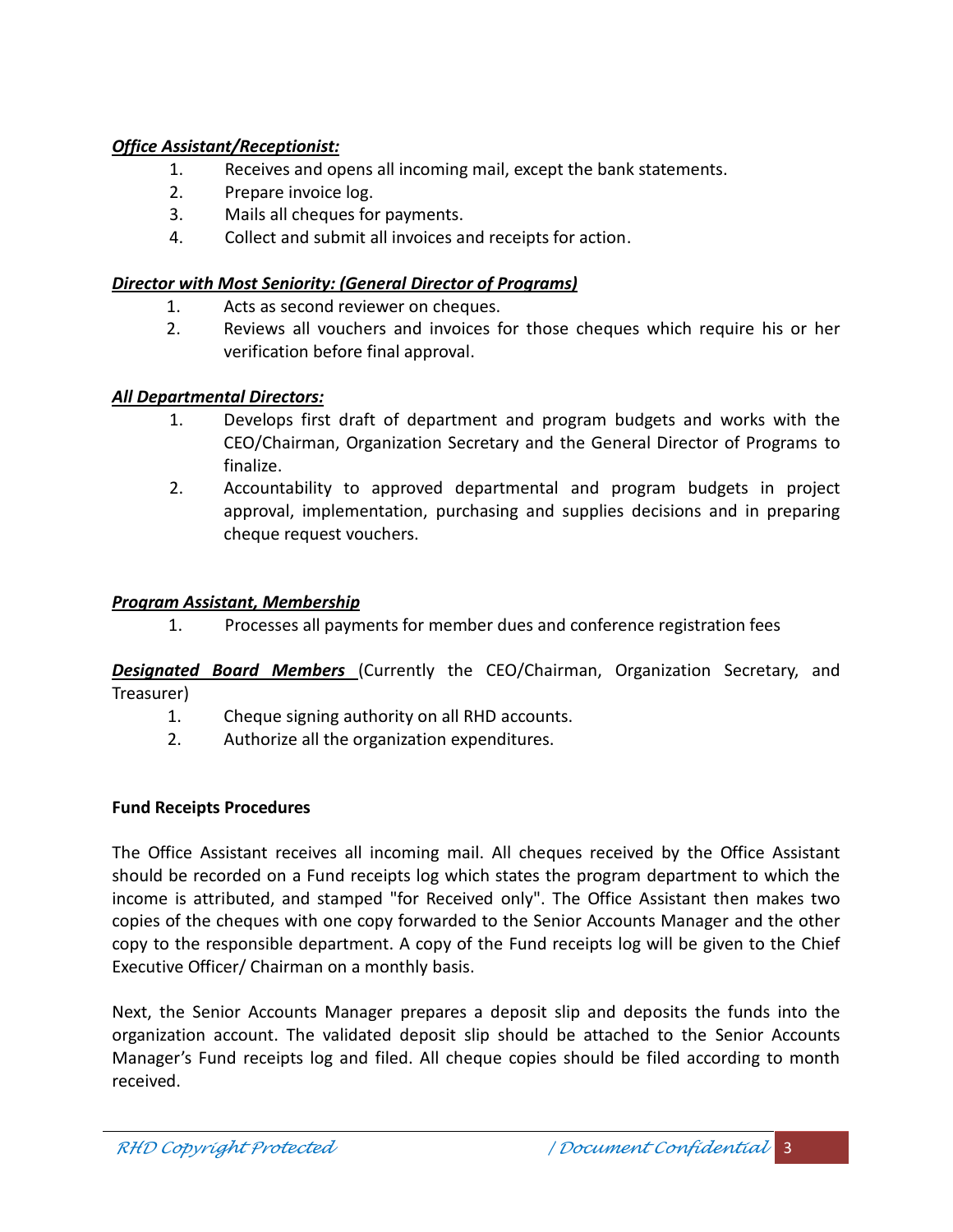***Office Assistant/Receptionist:***

1. Receives and opens all incoming mail, except the bank statements.
2. Prepare invoice log.
3. Mails all cheques for payments.
4. Collect and submit all invoices and receipts for action.

***Director with Most Seniority: (General Director of Programs)***

1. Acts as second reviewer on cheques.
2. Reviews all vouchers and invoices for those cheques which require his or her verification before final approval.

***All Departmental Directors:***

1. Develops first draft of department and program budgets and works with the CEO/Chairman, Organization Secretary and the General Director of Programs to finalize.
2. Accountability to approved departmental and program budgets in project approval, implementation, purchasing and supplies decisions and in preparing cheque request vouchers.

***Program Assistant, Membership***

1. Processes all payments for member dues and conference registration fees

***Designated Board Members*** (Currently the CEO/Chairman, Organization Secretary, and Treasurer)

1. Cheque signing authority on all RHD accounts.
2. Authorize all the organization expenditures.

**Fund Receipts Procedures**

The Office Assistant receives all incoming mail. All cheques received by the Office Assistant should be recorded on a Fund receipts log which states the program department to which the income is attributed, and stamped "for Received only". The Office Assistant then makes two copies of the cheques with one copy forwarded to the Senior Accounts Manager and the other copy to the responsible department. A copy of the Fund receipts log will be given to the Chief Executive Officer/ Chairman on a monthly basis.

Next, the Senior Accounts Manager prepares a deposit slip and deposits the funds into the organization account. The validated deposit slip should be attached to the Senior Accounts Manager's Fund receipts log and filed. All cheque copies should be filed according to month received.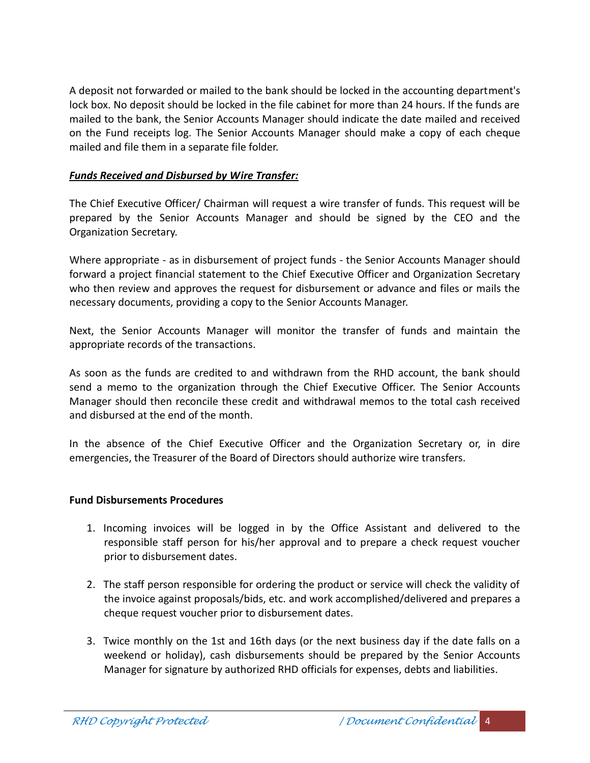A deposit not forwarded or mailed to the bank should be locked in the accounting department's lock box. No deposit should be locked in the file cabinet for more than 24 hours. If the funds are mailed to the bank, the Senior Accounts Manager should indicate the date mailed and received on the Fund receipts log. The Senior Accounts Manager should make a copy of each cheque mailed and file them in a separate file folder.

***Funds Received and Disbursed by Wire Transfer:***

The Chief Executive Officer/ Chairman will request a wire transfer of funds. This request will be prepared by the Senior Accounts Manager and should be signed by the CEO and the Organization Secretary.

Where appropriate - as in disbursement of project funds - the Senior Accounts Manager should forward a project financial statement to the Chief Executive Officer and Organization Secretary who then review and approves the request for disbursement or advance and files or mails the necessary documents, providing a copy to the Senior Accounts Manager.

Next, the Senior Accounts Manager will monitor the transfer of funds and maintain the appropriate records of the transactions.

As soon as the funds are credited to and withdrawn from the RHD account, the bank should send a memo to the organization through the Chief Executive Officer. The Senior Accounts Manager should then reconcile these credit and withdrawal memos to the total cash received and disbursed at the end of the month.

In the absence of the Chief Executive Officer and the Organization Secretary or, in dire emergencies, the Treasurer of the Board of Directors should authorize wire transfers.

**Fund Disbursements Procedures**

1. Incoming invoices will be logged in by the Office Assistant and delivered to the responsible staff person for his/her approval and to prepare a check request voucher prior to disbursement dates.

2. The staff person responsible for ordering the product or service will check the validity of the invoice against proposals/bids, etc. and work accomplished/delivered and prepares a cheque request voucher prior to disbursement dates.

3. Twice monthly on the 1st and 16th days (or the next business day if the date falls on a weekend or holiday), cash disbursements should be prepared by the Senior Accounts Manager for signature by authorized RHD officials for expenses, debts and liabilities.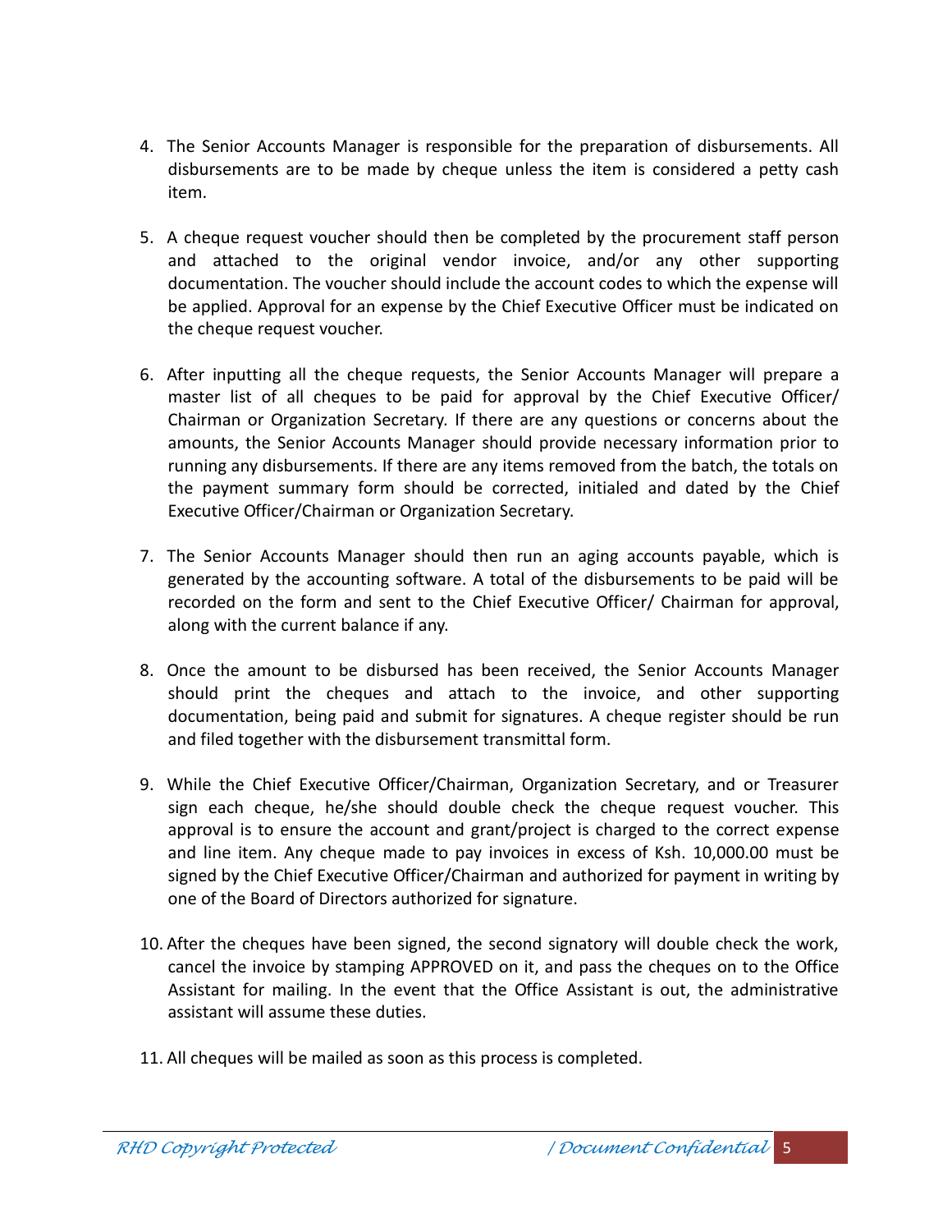4. The Senior Accounts Manager is responsible for the preparation of disbursements. All disbursements are to be made by cheque unless the item is considered a petty cash item.

5. A cheque request voucher should then be completed by the procurement staff person and attached to the original vendor invoice, and/or any other supporting documentation. The voucher should include the account codes to which the expense will be applied. Approval for an expense by the Chief Executive Officer must be indicated on the cheque request voucher.

6. After inputting all the cheque requests, the Senior Accounts Manager will prepare a master list of all cheques to be paid for approval by the Chief Executive Officer/ Chairman or Organization Secretary. If there are any questions or concerns about the amounts, the Senior Accounts Manager should provide necessary information prior to running any disbursements. If there are any items removed from the batch, the totals on the payment summary form should be corrected, initialed and dated by the Chief Executive Officer/Chairman or Organization Secretary.

7. The Senior Accounts Manager should then run an aging accounts payable, which is generated by the accounting software. A total of the disbursements to be paid will be recorded on the form and sent to the Chief Executive Officer/ Chairman for approval, along with the current balance if any.

8. Once the amount to be disbursed has been received, the Senior Accounts Manager should print the cheques and attach to the invoice, and other supporting documentation, being paid and submit for signatures. A cheque register should be run and filed together with the disbursement transmittal form.

9. While the Chief Executive Officer/Chairman, Organization Secretary, and or Treasurer sign each cheque, he/she should double check the cheque request voucher. This approval is to ensure the account and grant/project is charged to the correct expense and line item. Any cheque made to pay invoices in excess of Ksh. 10,000.00 must be signed by the Chief Executive Officer/Chairman and authorized for payment in writing by one of the Board of Directors authorized for signature.

10. After the cheques have been signed, the second signatory will double check the work, cancel the invoice by stamping APPROVED on it, and pass the cheques on to the Office Assistant for mailing. In the event that the Office Assistant is out, the administrative assistant will assume these duties.

11. All cheques will be mailed as soon as this process is completed.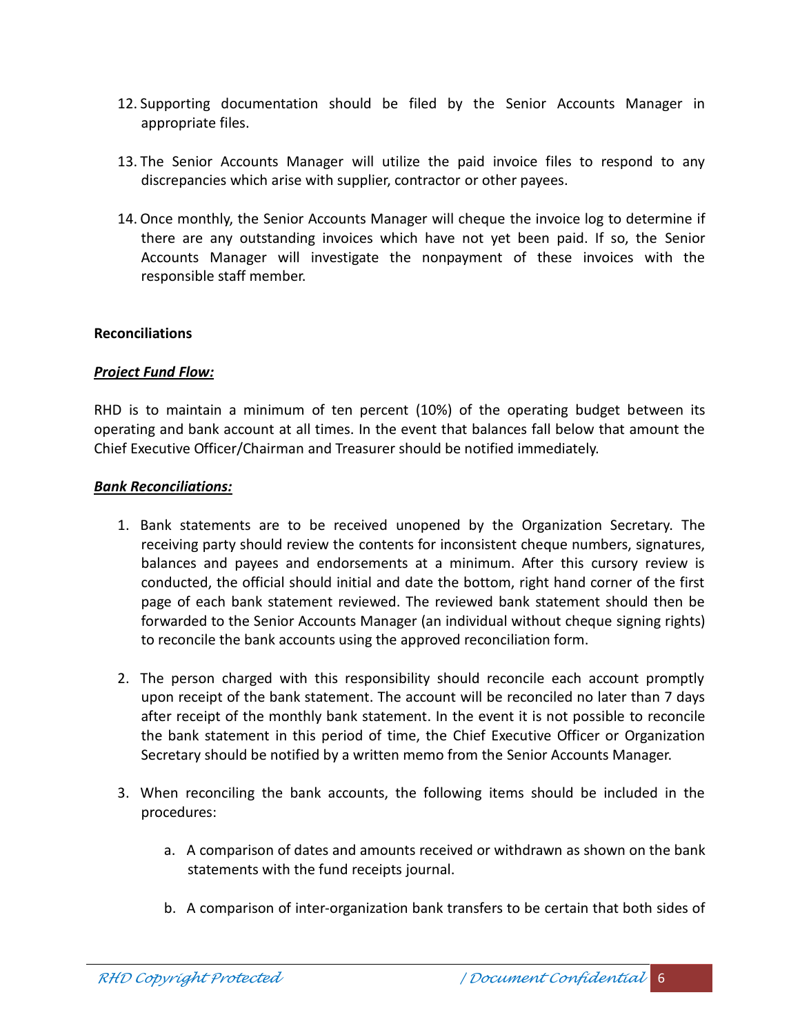12. Supporting documentation should be filed by the Senior Accounts Manager in appropriate files.

13. The Senior Accounts Manager will utilize the paid invoice files to respond to any discrepancies which arise with supplier, contractor or other payees.

14. Once monthly, the Senior Accounts Manager will cheque the invoice log to determine if there are any outstanding invoices which have not yet been paid. If so, the Senior Accounts Manager will investigate the nonpayment of these invoices with the responsible staff member.

**Reconciliations**

***Project Fund Flow:***

RHD is to maintain a minimum of ten percent (10%) of the operating budget between its operating and bank account at all times. In the event that balances fall below that amount the Chief Executive Officer/Chairman and Treasurer should be notified immediately.

***Bank Reconciliations:***

1. Bank statements are to be received unopened by the Organization Secretary. The receiving party should review the contents for inconsistent cheque numbers, signatures, balances and payees and endorsements at a minimum. After this cursory review is conducted, the official should initial and date the bottom, right hand corner of the first page of each bank statement reviewed. The reviewed bank statement should then be forwarded to the Senior Accounts Manager (an individual without cheque signing rights) to reconcile the bank accounts using the approved reconciliation form.

2. The person charged with this responsibility should reconcile each account promptly upon receipt of the bank statement. The account will be reconciled no later than 7 days after receipt of the monthly bank statement. In the event it is not possible to reconcile the bank statement in this period of time, the Chief Executive Officer or Organization Secretary should be notified by a written memo from the Senior Accounts Manager.

3. When reconciling the bank accounts, the following items should be included in the procedures:

    a. A comparison of dates and amounts received or withdrawn as shown on the bank statements with the fund receipts journal.

    b. A comparison of inter-organization bank transfers to be certain that both sides of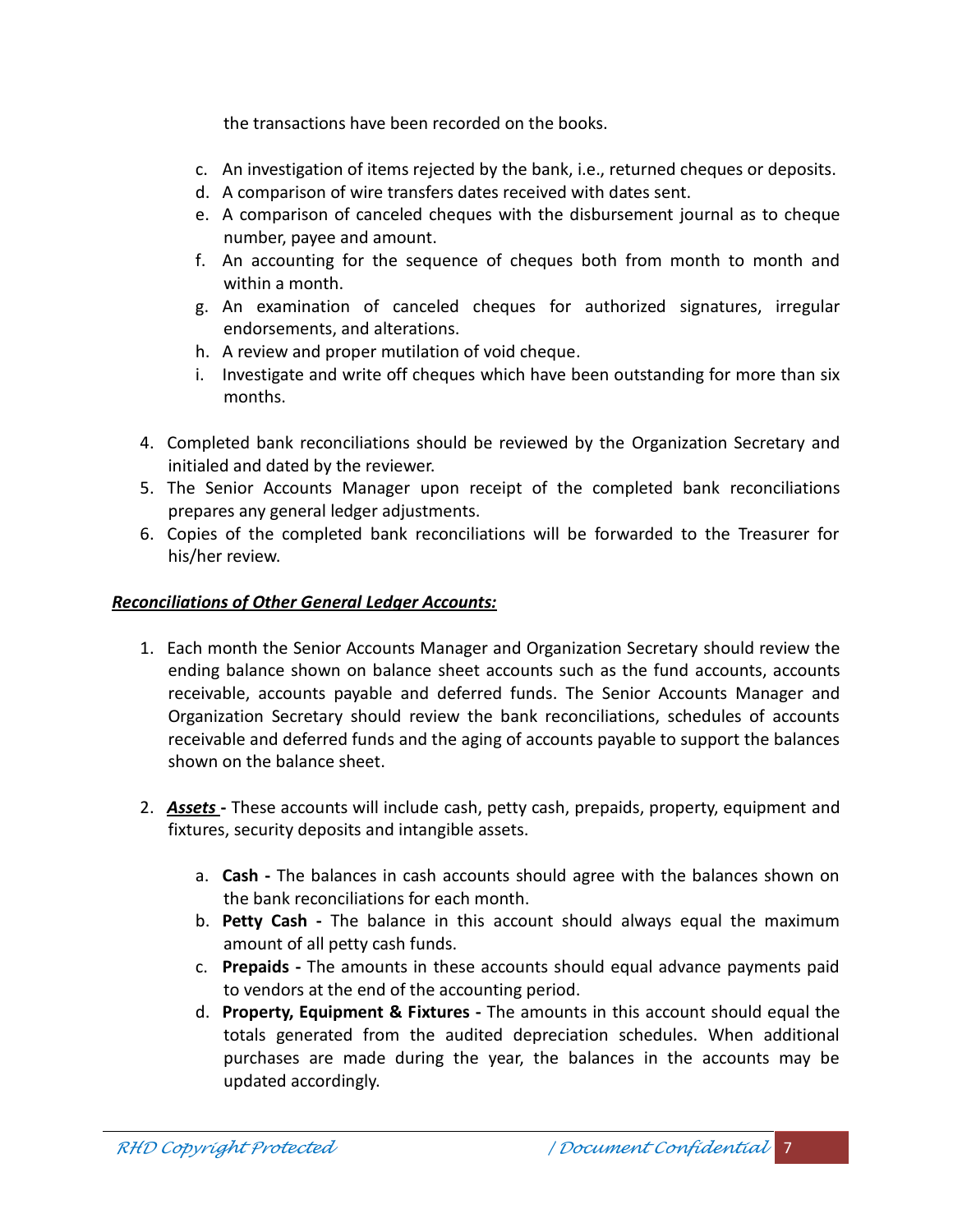the transactions have been recorded on the books.

c. An investigation of items rejected by the bank, i.e., returned cheques or deposits.
d. A comparison of wire transfers dates received with dates sent.
e. A comparison of canceled cheques with the disbursement journal as to cheque number, payee and amount.
f. An accounting for the sequence of cheques both from month to month and within a month.
g. An examination of canceled cheques for authorized signatures, irregular endorsements, and alterations.
h. A review and proper mutilation of void cheque.
i. Investigate and write off cheques which have been outstanding for more than six months.

4. Completed bank reconciliations should be reviewed by the Organization Secretary and initialed and dated by the reviewer.
5. The Senior Accounts Manager upon receipt of the completed bank reconciliations prepares any general ledger adjustments.
6. Copies of the completed bank reconciliations will be forwarded to the Treasurer for his/her review.

***Reconciliations of Other General Ledger Accounts:***

1. Each month the Senior Accounts Manager and Organization Secretary should review the ending balance shown on balance sheet accounts such as the fund accounts, accounts receivable, accounts payable and deferred funds. The Senior Accounts Manager and Organization Secretary should review the bank reconciliations, schedules of accounts receivable and deferred funds and the aging of accounts payable to support the balances shown on the balance sheet.

2. ***Assets*** **-** These accounts will include cash, petty cash, prepaids, property, equipment and fixtures, security deposits and intangible assets.

   a. **Cash -** The balances in cash accounts should agree with the balances shown on the bank reconciliations for each month.
   b. **Petty Cash -** The balance in this account should always equal the maximum amount of all petty cash funds.
   c. **Prepaids -** The amounts in these accounts should equal advance payments paid to vendors at the end of the accounting period.
   d. **Property, Equipment & Fixtures -** The amounts in this account should equal the totals generated from the audited depreciation schedules. When additional purchases are made during the year, the balances in the accounts may be updated accordingly.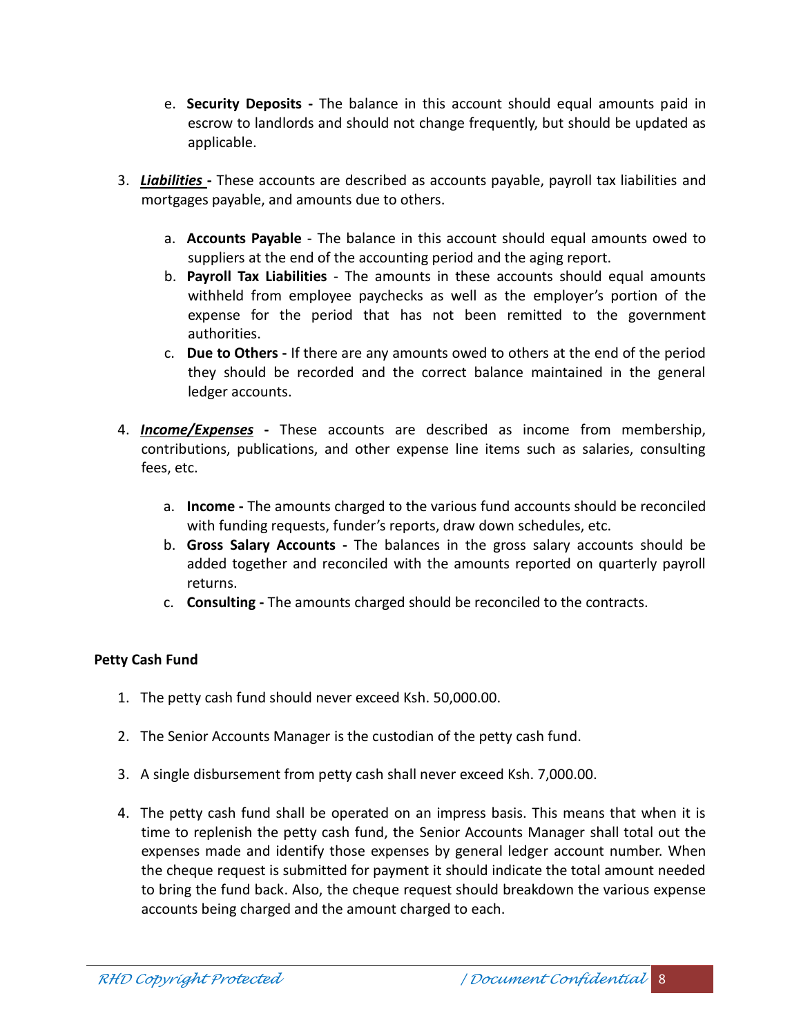e. **Security Deposits -** The balance in this account should equal amounts paid in escrow to landlords and should not change frequently, but should be updated as applicable.

3. ***Liabilities* -** These accounts are described as accounts payable, payroll tax liabilities and mortgages payable, and amounts due to others.

   a. **Accounts Payable** - The balance in this account should equal amounts owed to suppliers at the end of the accounting period and the aging report.
   b. **Payroll Tax Liabilities** - The amounts in these accounts should equal amounts withheld from employee paychecks as well as the employer's portion of the expense for the period that has not been remitted to the government authorities.
   c. **Due to Others -** If there are any amounts owed to others at the end of the period they should be recorded and the correct balance maintained in the general ledger accounts.

4. ***Income/Expenses* -** These accounts are described as income from membership, contributions, publications, and other expense line items such as salaries, consulting fees, etc.

   a. **Income -** The amounts charged to the various fund accounts should be reconciled with funding requests, funder's reports, draw down schedules, etc.
   b. **Gross Salary Accounts -** The balances in the gross salary accounts should be added together and reconciled with the amounts reported on quarterly payroll returns.
   c. **Consulting -** The amounts charged should be reconciled to the contracts.

**Petty Cash Fund**

1. The petty cash fund should never exceed Ksh. 50,000.00.

2. The Senior Accounts Manager is the custodian of the petty cash fund.

3. A single disbursement from petty cash shall never exceed Ksh. 7,000.00.

4. The petty cash fund shall be operated on an impress basis. This means that when it is time to replenish the petty cash fund, the Senior Accounts Manager shall total out the expenses made and identify those expenses by general ledger account number. When the cheque request is submitted for payment it should indicate the total amount needed to bring the fund back. Also, the cheque request should breakdown the various expense accounts being charged and the amount charged to each.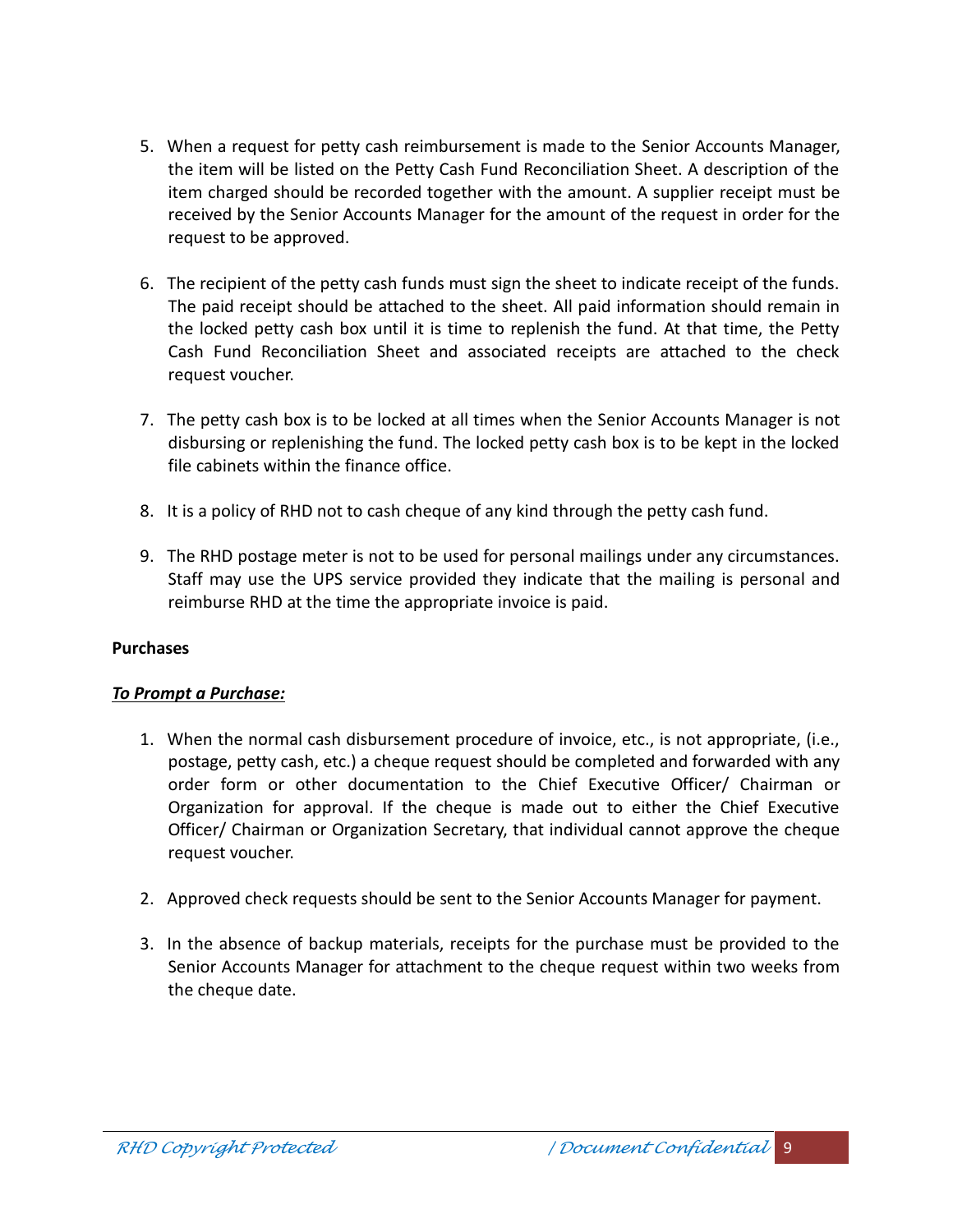5. When a request for petty cash reimbursement is made to the Senior Accounts Manager, the item will be listed on the Petty Cash Fund Reconciliation Sheet. A description of the item charged should be recorded together with the amount. A supplier receipt must be received by the Senior Accounts Manager for the amount of the request in order for the request to be approved.

6. The recipient of the petty cash funds must sign the sheet to indicate receipt of the funds. The paid receipt should be attached to the sheet. All paid information should remain in the locked petty cash box until it is time to replenish the fund. At that time, the Petty Cash Fund Reconciliation Sheet and associated receipts are attached to the check request voucher.

7. The petty cash box is to be locked at all times when the Senior Accounts Manager is not disbursing or replenishing the fund. The locked petty cash box is to be kept in the locked file cabinets within the finance office.

8. It is a policy of RHD not to cash cheque of any kind through the petty cash fund.

9. The RHD postage meter is not to be used for personal mailings under any circumstances. Staff may use the UPS service provided they indicate that the mailing is personal and reimburse RHD at the time the appropriate invoice is paid.

**Purchases**

***<u>To Prompt a Purchase:</u>***

1. When the normal cash disbursement procedure of invoice, etc., is not appropriate, (i.e., postage, petty cash, etc.) a cheque request should be completed and forwarded with any order form or other documentation to the Chief Executive Officer/ Chairman or Organization for approval. If the cheque is made out to either the Chief Executive Officer/ Chairman or Organization Secretary, that individual cannot approve the cheque request voucher.

2. Approved check requests should be sent to the Senior Accounts Manager for payment.

3. In the absence of backup materials, receipts for the purchase must be provided to the Senior Accounts Manager for attachment to the cheque request within two weeks from the cheque date.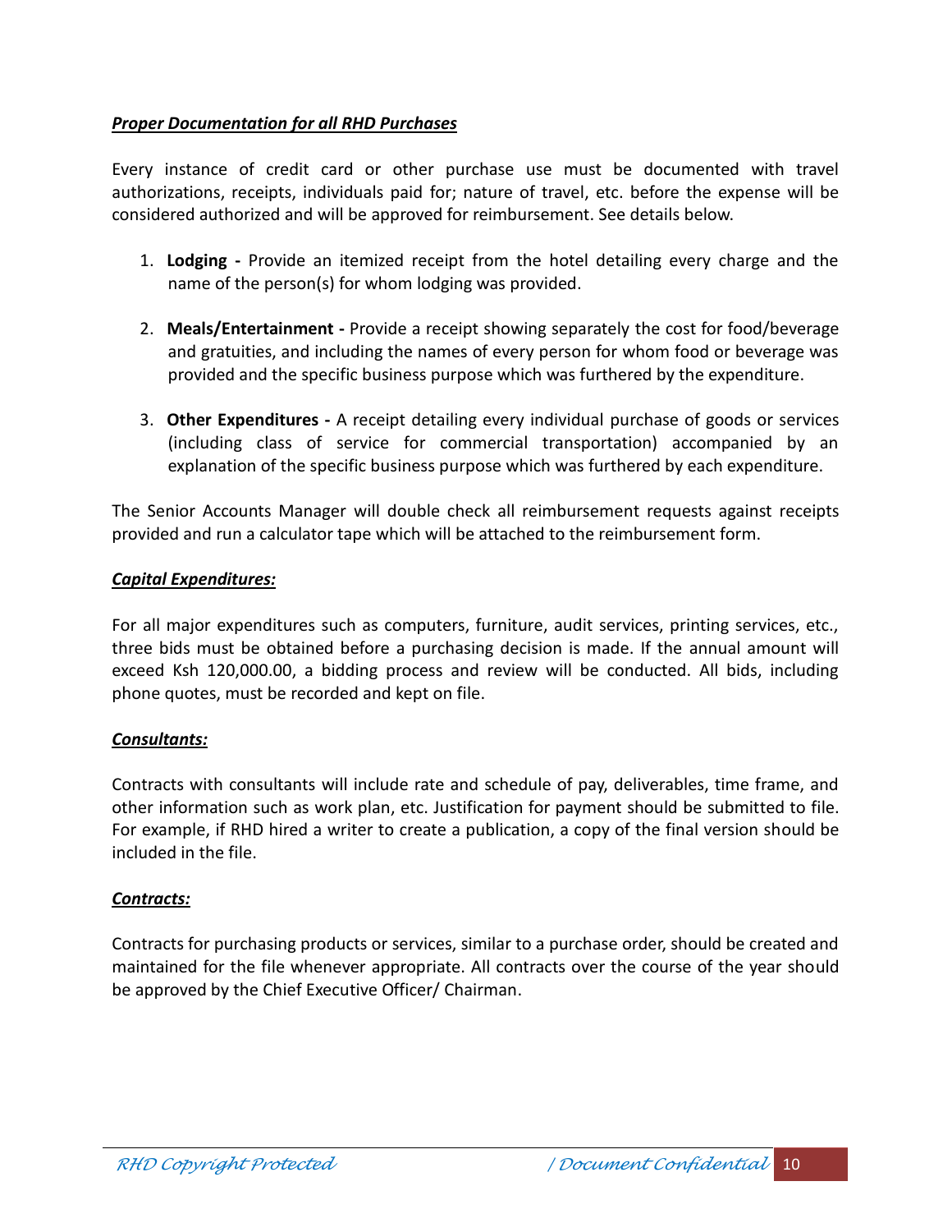***Proper Documentation for all RHD Purchases***

Every instance of credit card or other purchase use must be documented with travel authorizations, receipts, individuals paid for; nature of travel, etc. before the expense will be considered authorized and will be approved for reimbursement. See details below.

1. **Lodging -** Provide an itemized receipt from the hotel detailing every charge and the name of the person(s) for whom lodging was provided.

2. **Meals/Entertainment -** Provide a receipt showing separately the cost for food/beverage and gratuities, and including the names of every person for whom food or beverage was provided and the specific business purpose which was furthered by the expenditure.

3. **Other Expenditures -** A receipt detailing every individual purchase of goods or services (including class of service for commercial transportation) accompanied by an explanation of the specific business purpose which was furthered by each expenditure.

The Senior Accounts Manager will double check all reimbursement requests against receipts provided and run a calculator tape which will be attached to the reimbursement form.

***Capital Expenditures:***

For all major expenditures such as computers, furniture, audit services, printing services, etc., three bids must be obtained before a purchasing decision is made. If the annual amount will exceed Ksh 120,000.00, a bidding process and review will be conducted. All bids, including phone quotes, must be recorded and kept on file.

***Consultants:***

Contracts with consultants will include rate and schedule of pay, deliverables, time frame, and other information such as work plan, etc. Justification for payment should be submitted to file. For example, if RHD hired a writer to create a publication, a copy of the final version should be included in the file.

***Contracts:***

Contracts for purchasing products or services, similar to a purchase order, should be created and maintained for the file whenever appropriate. All contracts over the course of the year should be approved by the Chief Executive Officer/ Chairman.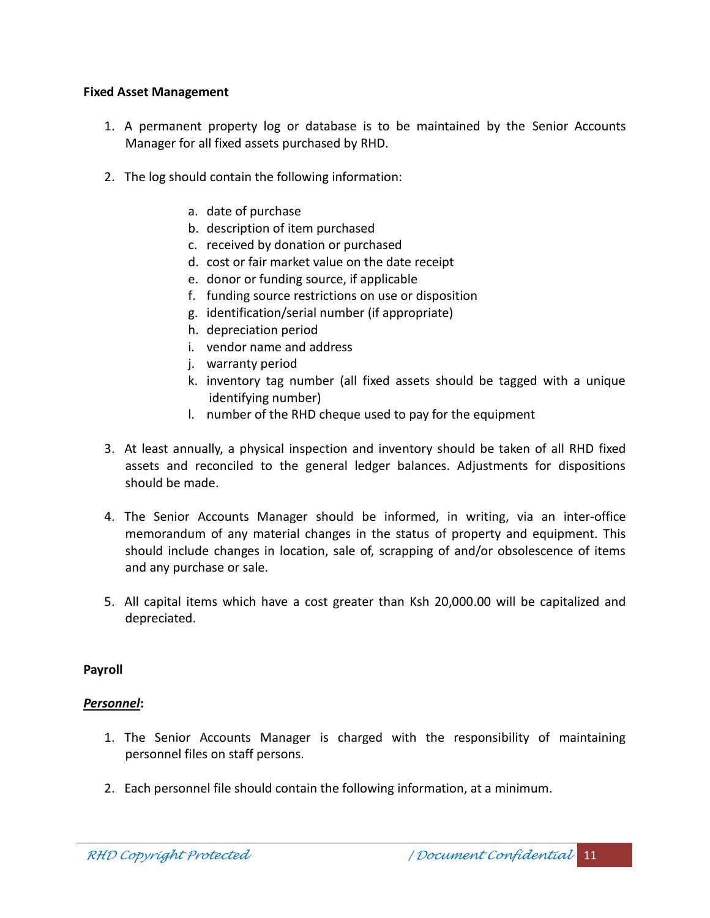**Fixed Asset Management**

1. A permanent property log or database is to be maintained by the Senior Accounts Manager for all fixed assets purchased by RHD.

2. The log should contain the following information:

    a. date of purchase
    b. description of item purchased
    c. received by donation or purchased
    d. cost or fair market value on the date receipt
    e. donor or funding source, if applicable
    f. funding source restrictions on use or disposition
    g. identification/serial number (if appropriate)
    h. depreciation period
    i. vendor name and address
    j. warranty period
    k. inventory tag number (all fixed assets should be tagged with a unique identifying number)
    l. number of the RHD cheque used to pay for the equipment

3. At least annually, a physical inspection and inventory should be taken of all RHD fixed assets and reconciled to the general ledger balances. Adjustments for dispositions should be made.

4. The Senior Accounts Manager should be informed, in writing, via an inter-office memorandum of any material changes in the status of property and equipment. This should include changes in location, sale of, scrapping of and/or obsolescence of items and any purchase or sale.

5. All capital items which have a cost greater than Ksh 20,000.00 will be capitalized and depreciated.

**Payroll**

***Personnel*:**

1. The Senior Accounts Manager is charged with the responsibility of maintaining personnel files on staff persons.

2. Each personnel file should contain the following information, at a minimum.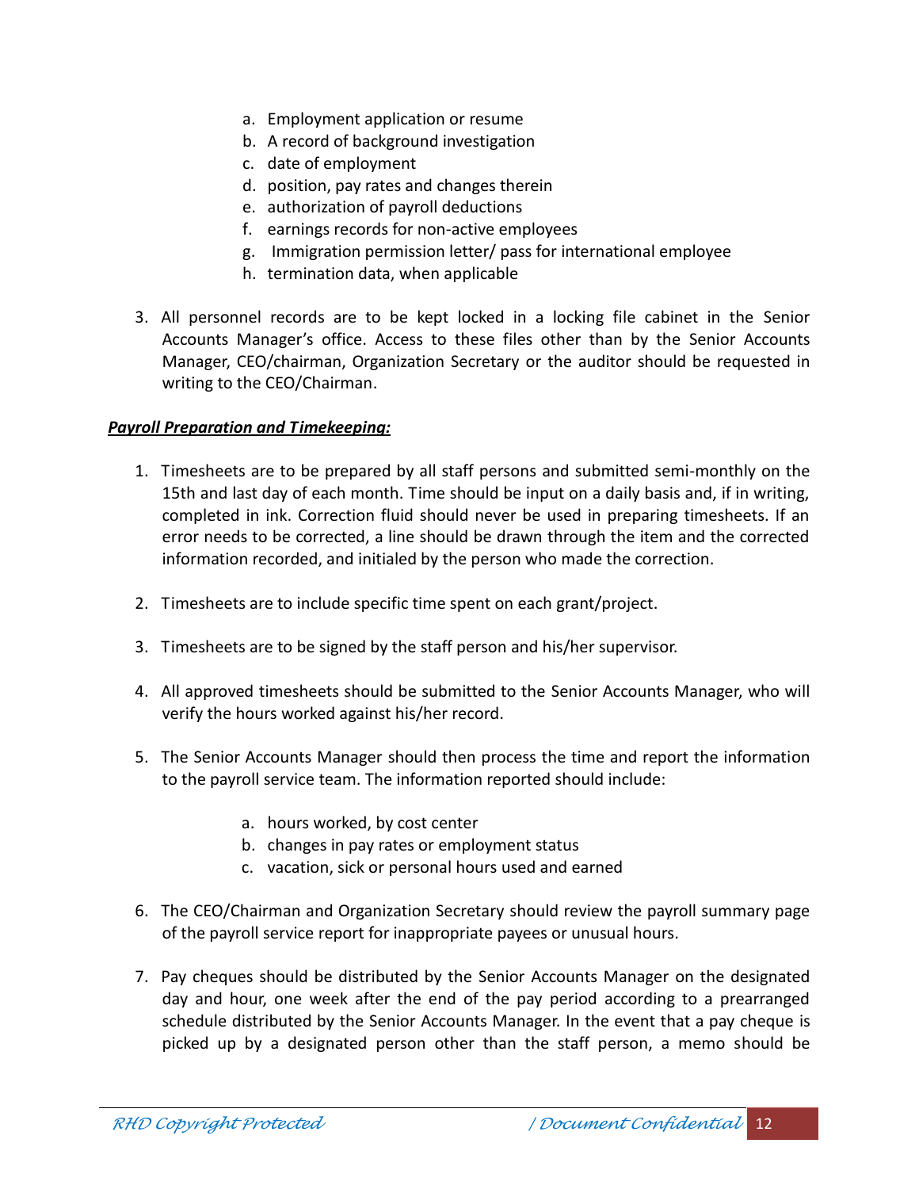a. Employment application or resume
   b. A record of background investigation
   c. date of employment
   d. position, pay rates and changes therein
   e. authorization of payroll deductions
   f. earnings records for non-active employees
   g. Immigration permission letter/ pass for international employee
   h. termination data, when applicable

3. All personnel records are to be kept locked in a locking file cabinet in the Senior Accounts Manager's office. Access to these files other than by the Senior Accounts Manager, CEO/chairman, Organization Secretary or the auditor should be requested in writing to the CEO/Chairman.

***Payroll Preparation and Timekeeping:***

1. Timesheets are to be prepared by all staff persons and submitted semi-monthly on the 15th and last day of each month. Time should be input on a daily basis and, if in writing, completed in ink. Correction fluid should never be used in preparing timesheets. If an error needs to be corrected, a line should be drawn through the item and the corrected information recorded, and initialed by the person who made the correction.

2. Timesheets are to include specific time spent on each grant/project.

3. Timesheets are to be signed by the staff person and his/her supervisor.

4. All approved timesheets should be submitted to the Senior Accounts Manager, who will verify the hours worked against his/her record.

5. The Senior Accounts Manager should then process the time and report the information to the payroll service team. The information reported should include:

   a. hours worked, by cost center
   b. changes in pay rates or employment status
   c. vacation, sick or personal hours used and earned

6. The CEO/Chairman and Organization Secretary should review the payroll summary page of the payroll service report for inappropriate payees or unusual hours.

7. Pay cheques should be distributed by the Senior Accounts Manager on the designated day and hour, one week after the end of the pay period according to a prearranged schedule distributed by the Senior Accounts Manager. In the event that a pay cheque is picked up by a designated person other than the staff person, a memo should be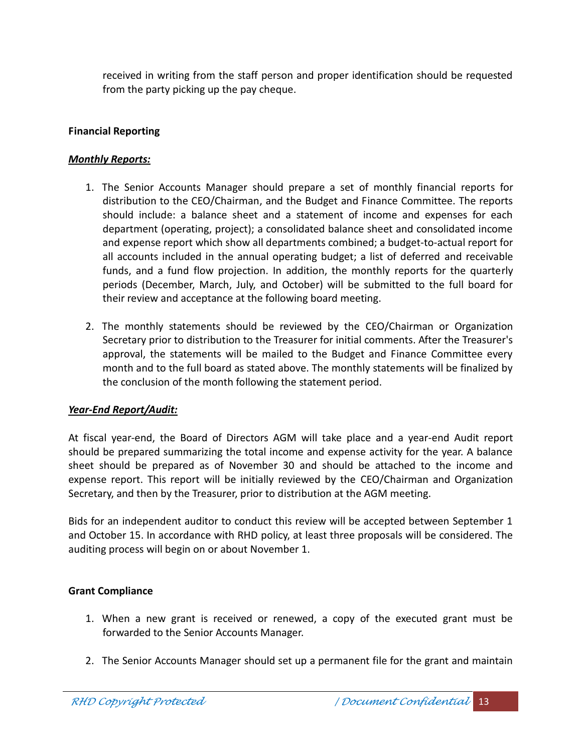received in writing from the staff person and proper identification should be requested from the party picking up the pay cheque.

## Financial Reporting

***Monthly Reports:***

1. The Senior Accounts Manager should prepare a set of monthly financial reports for distribution to the CEO/Chairman, and the Budget and Finance Committee. The reports should include: a balance sheet and a statement of income and expenses for each department (operating, project); a consolidated balance sheet and consolidated income and expense report which show all departments combined; a budget-to-actual report for all accounts included in the annual operating budget; a list of deferred and receivable funds, and a fund flow projection. In addition, the monthly reports for the quarterly periods (December, March, July, and October) will be submitted to the full board for their review and acceptance at the following board meeting.

2. The monthly statements should be reviewed by the CEO/Chairman or Organization Secretary prior to distribution to the Treasurer for initial comments. After the Treasurer's approval, the statements will be mailed to the Budget and Finance Committee every month and to the full board as stated above. The monthly statements will be finalized by the conclusion of the month following the statement period.

***Year-End Report/Audit:***

At fiscal year-end, the Board of Directors AGM will take place and a year-end Audit report should be prepared summarizing the total income and expense activity for the year. A balance sheet should be prepared as of November 30 and should be attached to the income and expense report. This report will be initially reviewed by the CEO/Chairman and Organization Secretary, and then by the Treasurer, prior to distribution at the AGM meeting.

Bids for an independent auditor to conduct this review will be accepted between September 1 and October 15. In accordance with RHD policy, at least three proposals will be considered. The auditing process will begin on or about November 1.

## Grant Compliance

1. When a new grant is received or renewed, a copy of the executed grant must be forwarded to the Senior Accounts Manager.

2. The Senior Accounts Manager should set up a permanent file for the grant and maintain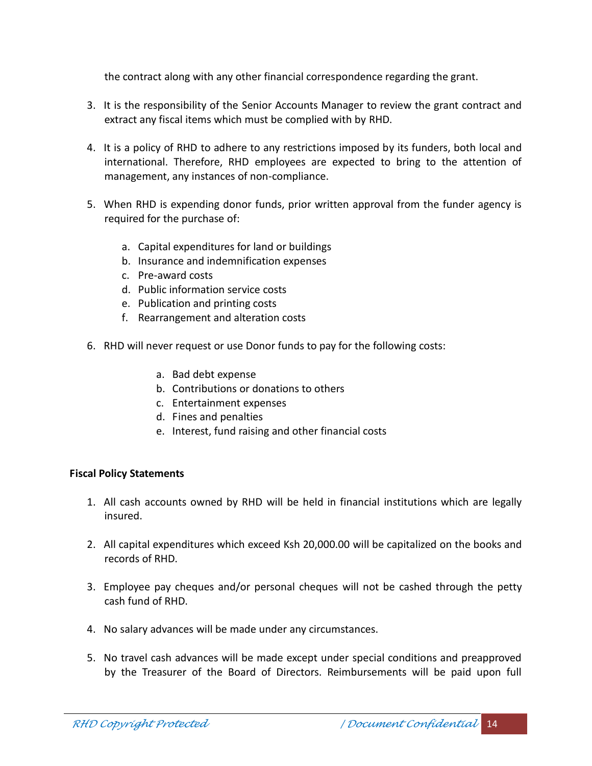the contract along with any other financial correspondence regarding the grant.

3. It is the responsibility of the Senior Accounts Manager to review the grant contract and extract any fiscal items which must be complied with by RHD.

4. It is a policy of RHD to adhere to any restrictions imposed by its funders, both local and international. Therefore, RHD employees are expected to bring to the attention of management, any instances of non-compliance.

5. When RHD is expending donor funds, prior written approval from the funder agency is required for the purchase of:

   a. Capital expenditures for land or buildings
   b. Insurance and indemnification expenses
   c. Pre-award costs
   d. Public information service costs
   e. Publication and printing costs
   f. Rearrangement and alteration costs

6. RHD will never request or use Donor funds to pay for the following costs:

   a. Bad debt expense
   b. Contributions or donations to others
   c. Entertainment expenses
   d. Fines and penalties
   e. Interest, fund raising and other financial costs

**Fiscal Policy Statements**

1. All cash accounts owned by RHD will be held in financial institutions which are legally insured.

2. All capital expenditures which exceed Ksh 20,000.00 will be capitalized on the books and records of RHD.

3. Employee pay cheques and/or personal cheques will not be cashed through the petty cash fund of RHD.

4. No salary advances will be made under any circumstances.

5. No travel cash advances will be made except under special conditions and preapproved by the Treasurer of the Board of Directors. Reimbursements will be paid upon full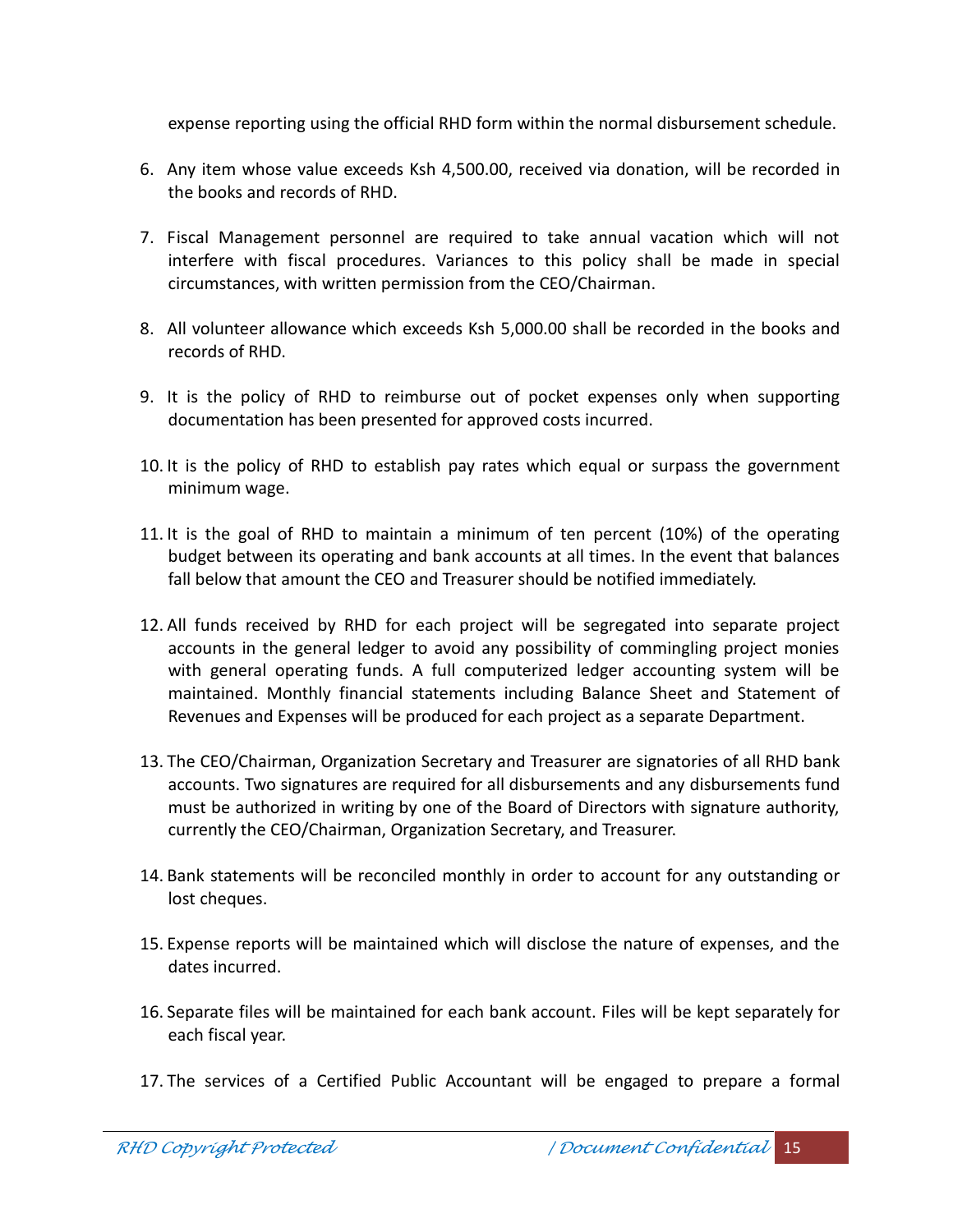expense reporting using the official RHD form within the normal disbursement schedule.

6. Any item whose value exceeds Ksh 4,500.00, received via donation, will be recorded in the books and records of RHD.

7. Fiscal Management personnel are required to take annual vacation which will not interfere with fiscal procedures. Variances to this policy shall be made in special circumstances, with written permission from the CEO/Chairman.

8. All volunteer allowance which exceeds Ksh 5,000.00 shall be recorded in the books and records of RHD.

9. It is the policy of RHD to reimburse out of pocket expenses only when supporting documentation has been presented for approved costs incurred.

10. It is the policy of RHD to establish pay rates which equal or surpass the government minimum wage.

11. It is the goal of RHD to maintain a minimum of ten percent (10%) of the operating budget between its operating and bank accounts at all times. In the event that balances fall below that amount the CEO and Treasurer should be notified immediately.

12. All funds received by RHD for each project will be segregated into separate project accounts in the general ledger to avoid any possibility of commingling project monies with general operating funds. A full computerized ledger accounting system will be maintained. Monthly financial statements including Balance Sheet and Statement of Revenues and Expenses will be produced for each project as a separate Department.

13. The CEO/Chairman, Organization Secretary and Treasurer are signatories of all RHD bank accounts. Two signatures are required for all disbursements and any disbursements fund must be authorized in writing by one of the Board of Directors with signature authority, currently the CEO/Chairman, Organization Secretary, and Treasurer.

14. Bank statements will be reconciled monthly in order to account for any outstanding or lost cheques.

15. Expense reports will be maintained which will disclose the nature of expenses, and the dates incurred.

16. Separate files will be maintained for each bank account. Files will be kept separately for each fiscal year.

17. The services of a Certified Public Accountant will be engaged to prepare a formal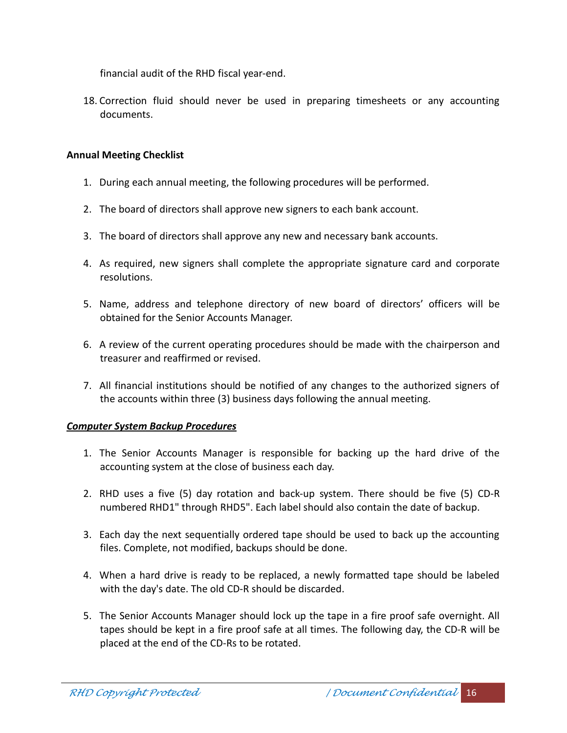financial audit of the RHD fiscal year-end.

18. Correction fluid should never be used in preparing timesheets or any accounting documents.

**Annual Meeting Checklist**

1. During each annual meeting, the following procedures will be performed.

2. The board of directors shall approve new signers to each bank account.

3. The board of directors shall approve any new and necessary bank accounts.

4. As required, new signers shall complete the appropriate signature card and corporate resolutions.

5. Name, address and telephone directory of new board of directors' officers will be obtained for the Senior Accounts Manager.

6. A review of the current operating procedures should be made with the chairperson and treasurer and reaffirmed or revised.

7. All financial institutions should be notified of any changes to the authorized signers of the accounts within three (3) business days following the annual meeting.

***Computer System Backup Procedures***

1. The Senior Accounts Manager is responsible for backing up the hard drive of the accounting system at the close of business each day.

2. RHD uses a five (5) day rotation and back-up system. There should be five (5) CD-R numbered RHD1" through RHD5". Each label should also contain the date of backup.

3. Each day the next sequentially ordered tape should be used to back up the accounting files. Complete, not modified, backups should be done.

4. When a hard drive is ready to be replaced, a newly formatted tape should be labeled with the day's date. The old CD-R should be discarded.

5. The Senior Accounts Manager should lock up the tape in a fire proof safe overnight. All tapes should be kept in a fire proof safe at all times. The following day, the CD-R will be placed at the end of the CD-Rs to be rotated.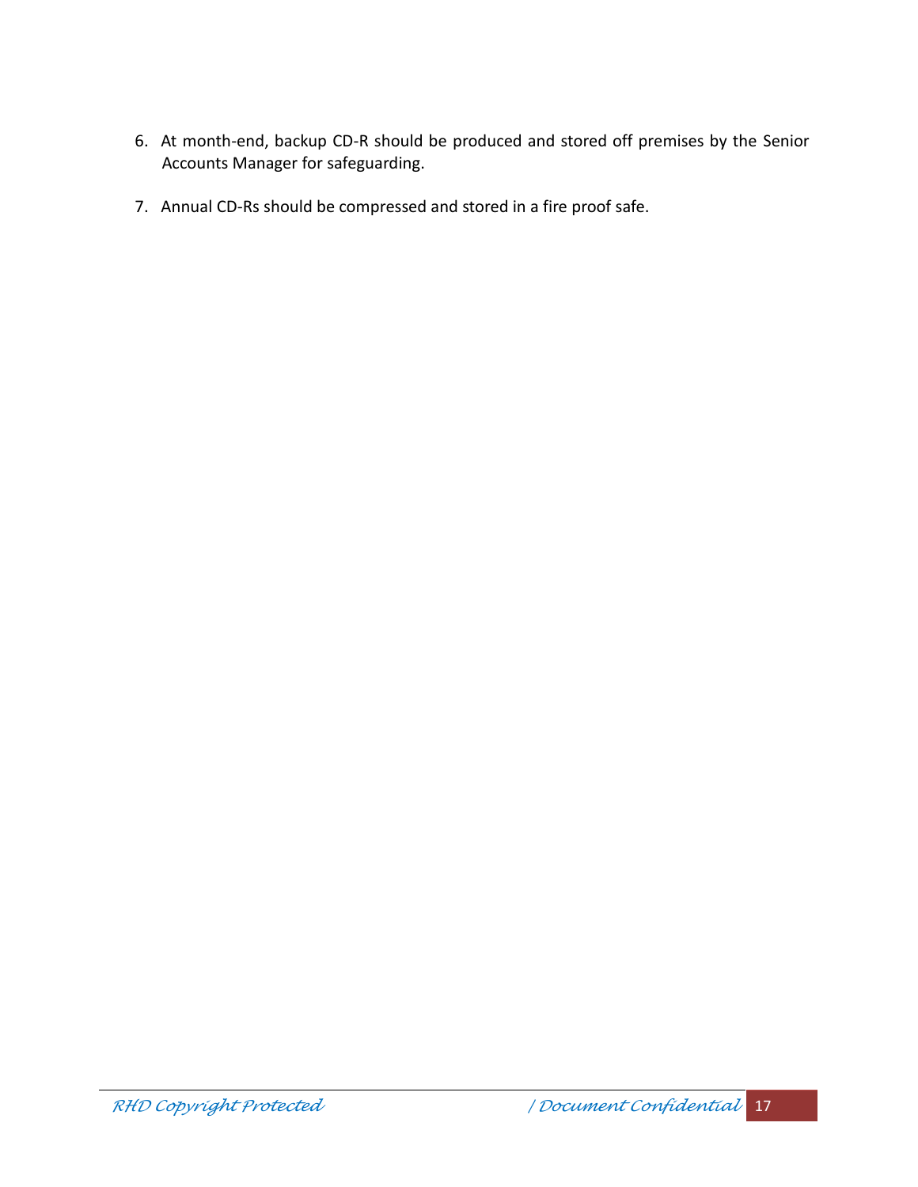6. At month-end, backup CD-R should be produced and stored off premises by the Senior Accounts Manager for safeguarding.

7. Annual CD-Rs should be compressed and stored in a fire proof safe.